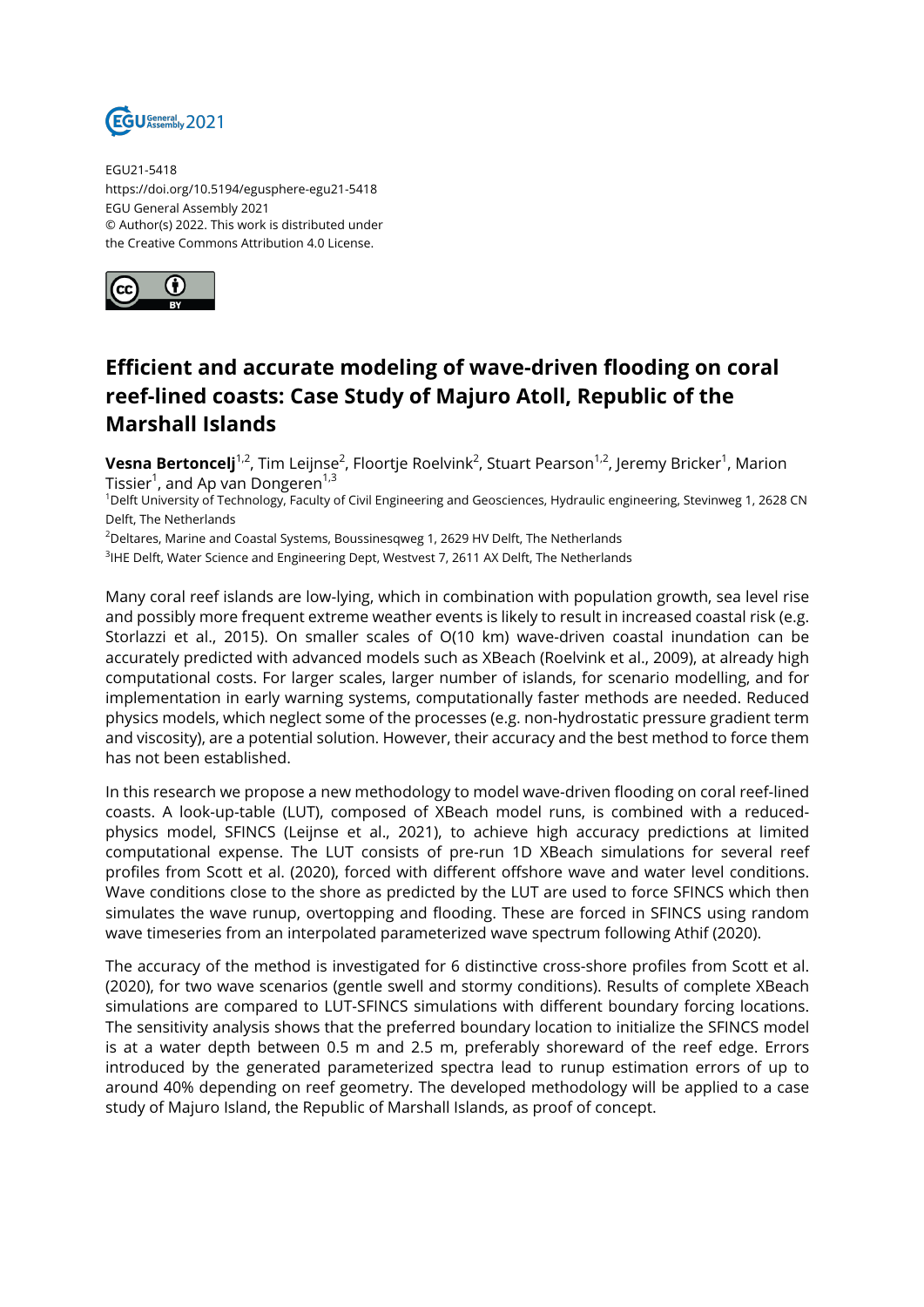EGU21-5418
https://doi.org/10.5194/egusphere-egu21-5418
EGU General Assembly 2021
© Author(s) 2022. This work is distributed under
the Creative Commons Attribution 4.0 License.

# Efficient and accurate modeling of wave-driven flooding on coral reef-lined coasts: Case Study of Majuro Atoll, Republic of the Marshall Islands

**Vesna Bertoncelj**[1,2], Tim Leijnse[2], Floortje Roelvink[2], Stuart Pearson[1,2], Jeremy Bricker[1], Marion Tissier[1], and Ap van Dongeren[1,3]

[1]Delft University of Technology, Faculty of Civil Engineering and Geosciences, Hydraulic engineering, Stevinweg 1, 2628 CN Delft, The Netherlands

[2]Deltares, Marine and Coastal Systems, Boussinesqweg 1, 2629 HV Delft, The Netherlands

[3]IHE Delft, Water Science and Engineering Dept, Westvest 7, 2611 AX Delft, The Netherlands

Many coral reef islands are low-lying, which in combination with population growth, sea level rise and possibly more frequent extreme weather events is likely to result in increased coastal risk (e.g. Storlazzi et al., 2015). On smaller scales of O(10 km) wave-driven coastal inundation can be accurately predicted with advanced models such as XBeach (Roelvink et al., 2009), at already high computational costs. For larger scales, larger number of islands, for scenario modelling, and for implementation in early warning systems, computationally faster methods are needed. Reduced physics models, which neglect some of the processes (e.g. non-hydrostatic pressure gradient term and viscosity), are a potential solution. However, their accuracy and the best method to force them has not been established.

In this research we propose a new methodology to model wave-driven flooding on coral reef-lined coasts. A look-up-table (LUT), composed of XBeach model runs, is combined with a reduced-physics model, SFINCS (Leijnse et al., 2021), to achieve high accuracy predictions at limited computational expense. The LUT consists of pre-run 1D XBeach simulations for several reef profiles from Scott et al. (2020), forced with different offshore wave and water level conditions. Wave conditions close to the shore as predicted by the LUT are used to force SFINCS which then simulates the wave runup, overtopping and flooding. These are forced in SFINCS using random wave timeseries from an interpolated parameterized wave spectrum following Athif (2020).

The accuracy of the method is investigated for 6 distinctive cross-shore profiles from Scott et al. (2020), for two wave scenarios (gentle swell and stormy conditions). Results of complete XBeach simulations are compared to LUT-SFINCS simulations with different boundary forcing locations. The sensitivity analysis shows that the preferred boundary location to initialize the SFINCS model is at a water depth between 0.5 m and 2.5 m, preferably shoreward of the reef edge. Errors introduced by the generated parameterized spectra lead to runup estimation errors of up to around 40% depending on reef geometry. The developed methodology will be applied to a case study of Majuro Island, the Republic of Marshall Islands, as proof of concept.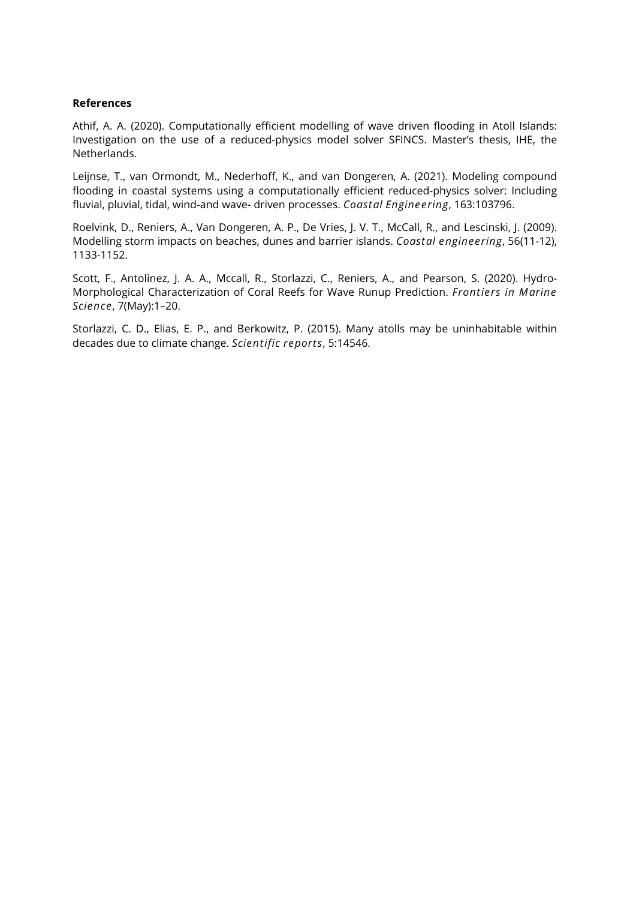**References**

Athif, A. A. (2020). Computationally efficient modelling of wave driven flooding in Atoll Islands: Investigation on the use of a reduced-physics model solver SFINCS. Master's thesis, IHE, the Netherlands.

Leijnse, T., van Ormondt, M., Nederhoff, K., and van Dongeren, A. (2021). Modeling compound flooding in coastal systems using a computationally efficient reduced-physics solver: Including fluvial, pluvial, tidal, wind-and wave- driven processes. *Coastal Engineering*, 163:103796.

Roelvink, D., Reniers, A., Van Dongeren, A. P., De Vries, J. V. T., McCall, R., and Lescinski, J. (2009). Modelling storm impacts on beaches, dunes and barrier islands. *Coastal engineering*, 56(11-12), 1133-1152.

Scott, F., Antolinez, J. A. A., Mccall, R., Storlazzi, C., Reniers, A., and Pearson, S. (2020). Hydro-Morphological Characterization of Coral Reefs for Wave Runup Prediction. *Frontiers in Marine Science*, 7(May):1–20.

Storlazzi, C. D., Elias, E. P., and Berkowitz, P. (2015). Many atolls may be uninhabitable within decades due to climate change. *Scientific reports*, 5:14546.